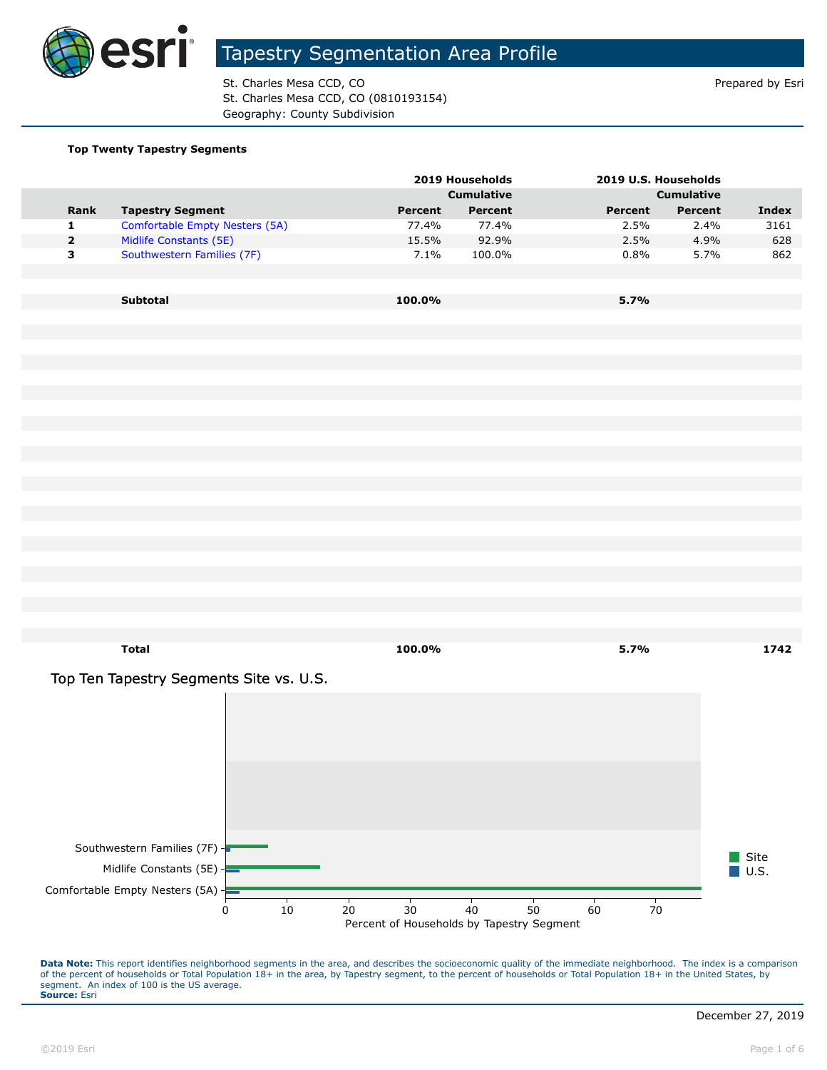# Tapestry Segmentation Area Profile

St. Charles Mesa CCD, CO
St. Charles Mesa CCD, CO (0810193154)
Geography: County Subdivision

Prepared by Esri

**Top Twenty Tapestry Segments**

| | | 2019 Households | | 2019 U.S. Households | | |
|---|---|---|---|---|---|---|
| | | | Cumulative | | Cumulative | |
| **Rank** | **Tapestry Segment** | **Percent** | **Percent** | **Percent** | **Percent** | **Index** |
| 1 | Comfortable Empty Nesters (5A) | 77.4% | 77.4% | 2.5% | 2.4% | 3161 |
| 2 | Midlife Constants (5E) | 15.5% | 92.9% | 2.5% | 4.9% | 628 |
| 3 | Southwestern Families (7F) | 7.1% | 100.0% | 0.8% | 5.7% | 862 |
| | **Subtotal** | **100.0%** | | **5.7%** | | |
| | **Total** | **100.0%** | | **5.7%** | | **1742** |

## Top Ten Tapestry Segments Site vs. U.S.

| Tapestry Segment | Site | U.S. |
|---|---|---|
| Comfortable Empty Nesters (5A) | 77.4 | 2.5 |
| Midlife Constants (5E) | 15.5 | 2.5 |
| Southwestern Families (7F) | 7.1 | 0.8 |

Percent of Households by Tapestry Segment

**Data Note:** This report identifies neighborhood segments in the area, and describes the socioeconomic quality of the immediate neighborhood. The index is a comparison of the percent of households or Total Population 18+ in the area, by Tapestry segment, to the percent of households or Total Population 18+ in the United States, by segment. An index of 100 is the US average.
**Source:** Esri

December 27, 2019

©2019 Esri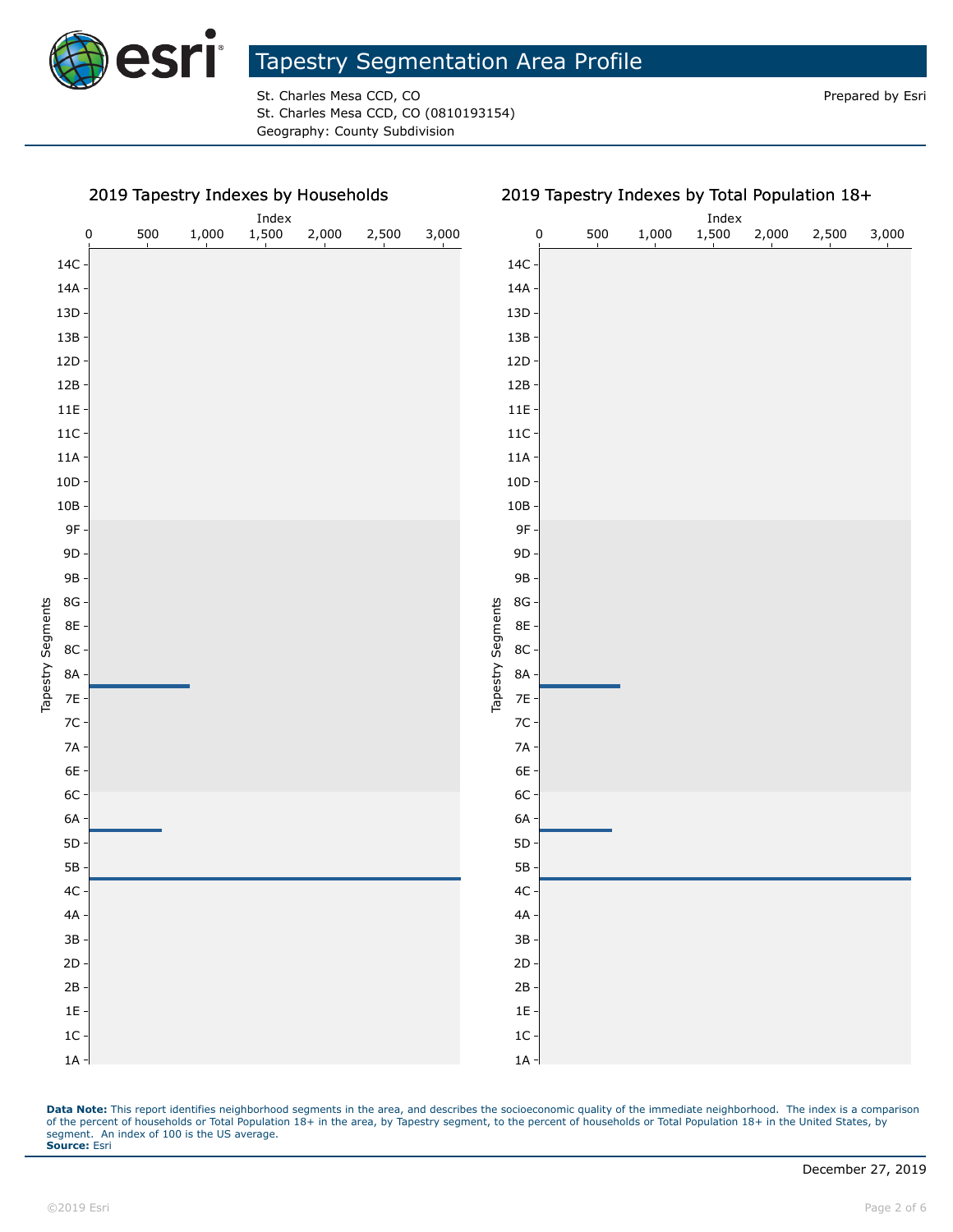# Tapestry Segmentation Area Profile

St. Charles Mesa CCD, CO
St. Charles Mesa CCD, CO (0810193154)
Geography: County Subdivision

Prepared by Esri

## 2019 Tapestry Indexes by Households

Index: 0, 500, 1,000, 1,500, 2,000, 2,500, 3,000

Tapestry Segments: 14C, 14A, 13D, 13B, 12D, 12B, 11E, 11C, 11A, 10D, 10B, 9F, 9D, 9B, 8G, 8E, 8C, 8A, 7E, 7C, 7A, 6E, 6C, 6A, 5D, 5B, 4C, 4A, 3B, 2D, 2B, 1E, 1C, 1A

## 2019 Tapestry Indexes by Total Population 18+

Index: 0, 500, 1,000, 1,500, 2,000, 2,500, 3,000

Tapestry Segments: 14C, 14A, 13D, 13B, 12D, 12B, 11E, 11C, 11A, 10D, 10B, 9F, 9D, 9B, 8G, 8E, 8C, 8A, 7E, 7C, 7A, 6E, 6C, 6A, 5D, 5B, 4C, 4A, 3B, 2D, 2B, 1E, 1C, 1A

**Data Note:** This report identifies neighborhood segments in the area, and describes the socioeconomic quality of the immediate neighborhood. The index is a comparison of the percent of households or Total Population 18+ in the area, by Tapestry segment, to the percent of households or Total Population 18+ in the United States, by segment. An index of 100 is the US average.
**Source:** Esri

December 27, 2019

©2019 Esri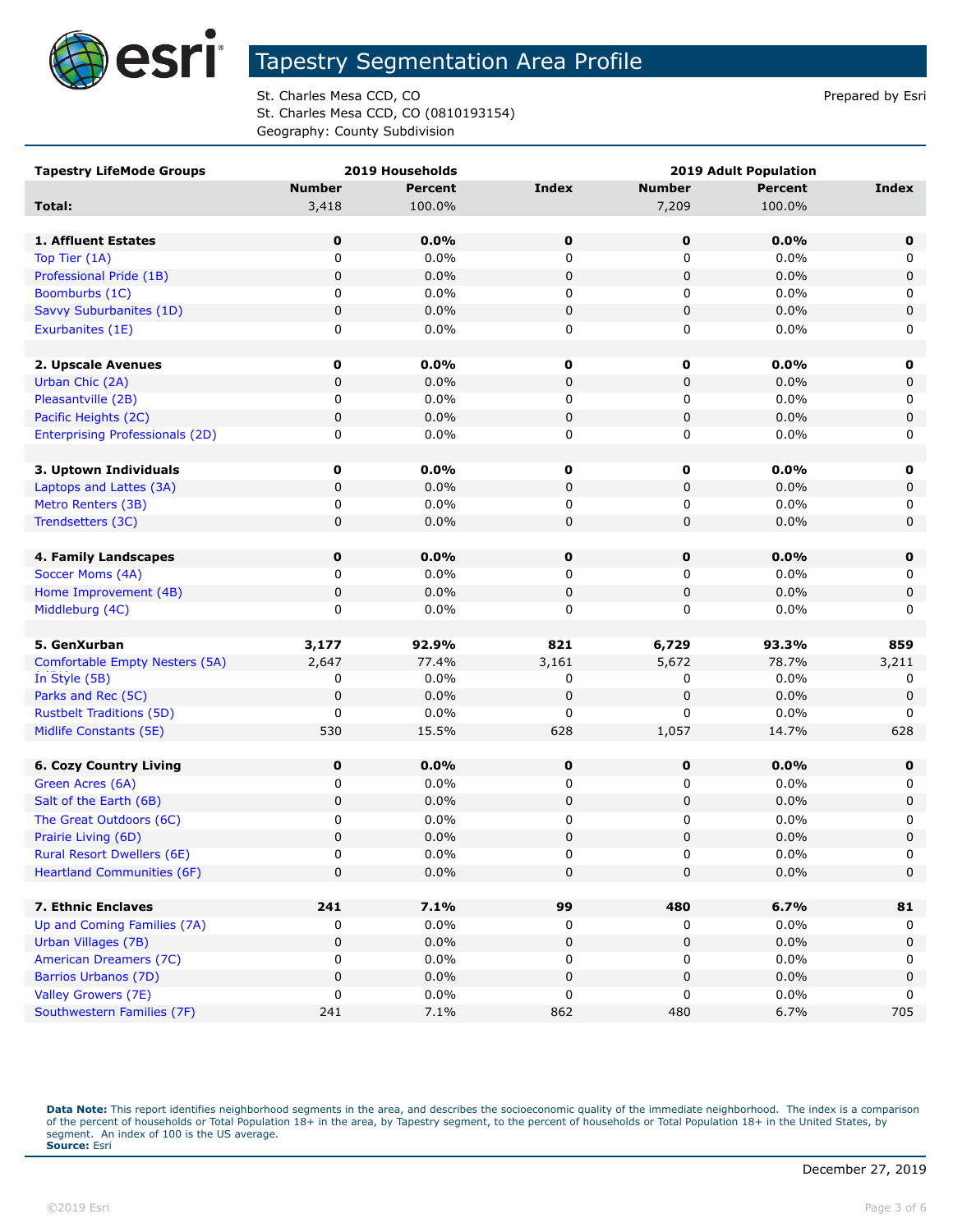# Tapestry Segmentation Area Profile

St. Charles Mesa CCD, CO
St. Charles Mesa CCD, CO (0810193154)
Geography: County Subdivision

Prepared by Esri

| Tapestry LifeMode Groups | 2019 Households | | | 2019 Adult Population | | |
|---|---|---|---|---|---|---|
| | Number | Percent | Index | Number | Percent | Index |
| **Total:** | 3,418 | 100.0% | | 7,209 | 100.0% | |
| | | | | | | |
| **1. Affluent Estates** | **0** | **0.0%** | **0** | **0** | **0.0%** | **0** |
| Top Tier (1A) | 0 | 0.0% | 0 | 0 | 0.0% | 0 |
| Professional Pride (1B) | 0 | 0.0% | 0 | 0 | 0.0% | 0 |
| Boomburbs (1C) | 0 | 0.0% | 0 | 0 | 0.0% | 0 |
| Savvy Suburbanites (1D) | 0 | 0.0% | 0 | 0 | 0.0% | 0 |
| Exurbanites (1E) | 0 | 0.0% | 0 | 0 | 0.0% | 0 |
| | | | | | | |
| **2. Upscale Avenues** | **0** | **0.0%** | **0** | **0** | **0.0%** | **0** |
| Urban Chic (2A) | 0 | 0.0% | 0 | 0 | 0.0% | 0 |
| Pleasantville (2B) | 0 | 0.0% | 0 | 0 | 0.0% | 0 |
| Pacific Heights (2C) | 0 | 0.0% | 0 | 0 | 0.0% | 0 |
| Enterprising Professionals (2D) | 0 | 0.0% | 0 | 0 | 0.0% | 0 |
| | | | | | | |
| **3. Uptown Individuals** | **0** | **0.0%** | **0** | **0** | **0.0%** | **0** |
| Laptops and Lattes (3A) | 0 | 0.0% | 0 | 0 | 0.0% | 0 |
| Metro Renters (3B) | 0 | 0.0% | 0 | 0 | 0.0% | 0 |
| Trendsetters (3C) | 0 | 0.0% | 0 | 0 | 0.0% | 0 |
| | | | | | | |
| **4. Family Landscapes** | **0** | **0.0%** | **0** | **0** | **0.0%** | **0** |
| Soccer Moms (4A) | 0 | 0.0% | 0 | 0 | 0.0% | 0 |
| Home Improvement (4B) | 0 | 0.0% | 0 | 0 | 0.0% | 0 |
| Middleburg (4C) | 0 | 0.0% | 0 | 0 | 0.0% | 0 |
| | | | | | | |
| **5. GenXurban** | **3,177** | **92.9%** | **821** | **6,729** | **93.3%** | **859** |
| Comfortable Empty Nesters (5A) | 2,647 | 77.4% | 3,161 | 5,672 | 78.7% | 3,211 |
| In Style (5B) | 0 | 0.0% | 0 | 0 | 0.0% | 0 |
| Parks and Rec (5C) | 0 | 0.0% | 0 | 0 | 0.0% | 0 |
| Rustbelt Traditions (5D) | 0 | 0.0% | 0 | 0 | 0.0% | 0 |
| Midlife Constants (5E) | 530 | 15.5% | 628 | 1,057 | 14.7% | 628 |
| | | | | | | |
| **6. Cozy Country Living** | **0** | **0.0%** | **0** | **0** | **0.0%** | **0** |
| Green Acres (6A) | 0 | 0.0% | 0 | 0 | 0.0% | 0 |
| Salt of the Earth (6B) | 0 | 0.0% | 0 | 0 | 0.0% | 0 |
| The Great Outdoors (6C) | 0 | 0.0% | 0 | 0 | 0.0% | 0 |
| Prairie Living (6D) | 0 | 0.0% | 0 | 0 | 0.0% | 0 |
| Rural Resort Dwellers (6E) | 0 | 0.0% | 0 | 0 | 0.0% | 0 |
| Heartland Communities (6F) | 0 | 0.0% | 0 | 0 | 0.0% | 0 |
| | | | | | | |
| **7. Ethnic Enclaves** | **241** | **7.1%** | **99** | **480** | **6.7%** | **81** |
| Up and Coming Families (7A) | 0 | 0.0% | 0 | 0 | 0.0% | 0 |
| Urban Villages (7B) | 0 | 0.0% | 0 | 0 | 0.0% | 0 |
| American Dreamers (7C) | 0 | 0.0% | 0 | 0 | 0.0% | 0 |
| Barrios Urbanos (7D) | 0 | 0.0% | 0 | 0 | 0.0% | 0 |
| Valley Growers (7E) | 0 | 0.0% | 0 | 0 | 0.0% | 0 |
| Southwestern Families (7F) | 241 | 7.1% | 862 | 480 | 6.7% | 705 |

**Data Note:** This report identifies neighborhood segments in the area, and describes the socioeconomic quality of the immediate neighborhood. The index is a comparison of the percent of households or Total Population 18+ in the area, by Tapestry segment, to the percent of households or Total Population 18+ in the United States, by segment. An index of 100 is the US average.
**Source:** Esri

December 27, 2019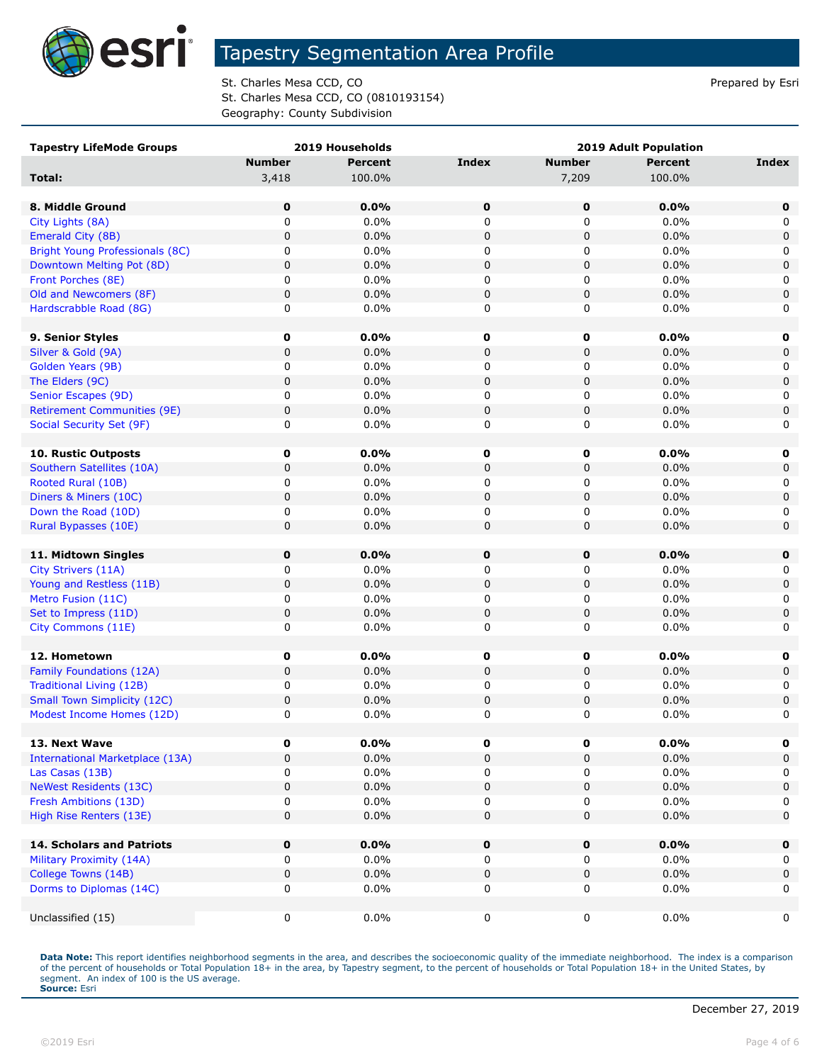# Tapestry Segmentation Area Profile

St. Charles Mesa CCD, CO
St. Charles Mesa CCD, CO (0810193154)
Geography: County Subdivision

Prepared by Esri

| Tapestry LifeMode Groups | 2019 Households | | | 2019 Adult Population | | |
|---|---|---|---|---|---|---|
| | Number | Percent | Index | Number | Percent | Index |
| **Total:** | 3,418 | 100.0% | | 7,209 | 100.0% | |
| | | | | | | |
| **8. Middle Ground** | **0** | **0.0%** | **0** | **0** | **0.0%** | **0** |
| City Lights (8A) | 0 | 0.0% | 0 | 0 | 0.0% | 0 |
| Emerald City (8B) | 0 | 0.0% | 0 | 0 | 0.0% | 0 |
| Bright Young Professionals (8C) | 0 | 0.0% | 0 | 0 | 0.0% | 0 |
| Downtown Melting Pot (8D) | 0 | 0.0% | 0 | 0 | 0.0% | 0 |
| Front Porches (8E) | 0 | 0.0% | 0 | 0 | 0.0% | 0 |
| Old and Newcomers (8F) | 0 | 0.0% | 0 | 0 | 0.0% | 0 |
| Hardscrabble Road (8G) | 0 | 0.0% | 0 | 0 | 0.0% | 0 |
| | | | | | | |
| **9. Senior Styles** | **0** | **0.0%** | **0** | **0** | **0.0%** | **0** |
| Silver & Gold (9A) | 0 | 0.0% | 0 | 0 | 0.0% | 0 |
| Golden Years (9B) | 0 | 0.0% | 0 | 0 | 0.0% | 0 |
| The Elders (9C) | 0 | 0.0% | 0 | 0 | 0.0% | 0 |
| Senior Escapes (9D) | 0 | 0.0% | 0 | 0 | 0.0% | 0 |
| Retirement Communities (9E) | 0 | 0.0% | 0 | 0 | 0.0% | 0 |
| Social Security Set (9F) | 0 | 0.0% | 0 | 0 | 0.0% | 0 |
| | | | | | | |
| **10. Rustic Outposts** | **0** | **0.0%** | **0** | **0** | **0.0%** | **0** |
| Southern Satellites (10A) | 0 | 0.0% | 0 | 0 | 0.0% | 0 |
| Rooted Rural (10B) | 0 | 0.0% | 0 | 0 | 0.0% | 0 |
| Diners & Miners (10C) | 0 | 0.0% | 0 | 0 | 0.0% | 0 |
| Down the Road (10D) | 0 | 0.0% | 0 | 0 | 0.0% | 0 |
| Rural Bypasses (10E) | 0 | 0.0% | 0 | 0 | 0.0% | 0 |
| | | | | | | |
| **11. Midtown Singles** | **0** | **0.0%** | **0** | **0** | **0.0%** | **0** |
| City Strivers (11A) | 0 | 0.0% | 0 | 0 | 0.0% | 0 |
| Young and Restless (11B) | 0 | 0.0% | 0 | 0 | 0.0% | 0 |
| Metro Fusion (11C) | 0 | 0.0% | 0 | 0 | 0.0% | 0 |
| Set to Impress (11D) | 0 | 0.0% | 0 | 0 | 0.0% | 0 |
| City Commons (11E) | 0 | 0.0% | 0 | 0 | 0.0% | 0 |
| | | | | | | |
| **12. Hometown** | **0** | **0.0%** | **0** | **0** | **0.0%** | **0** |
| Family Foundations (12A) | 0 | 0.0% | 0 | 0 | 0.0% | 0 |
| Traditional Living (12B) | 0 | 0.0% | 0 | 0 | 0.0% | 0 |
| Small Town Simplicity (12C) | 0 | 0.0% | 0 | 0 | 0.0% | 0 |
| Modest Income Homes (12D) | 0 | 0.0% | 0 | 0 | 0.0% | 0 |
| | | | | | | |
| **13. Next Wave** | **0** | **0.0%** | **0** | **0** | **0.0%** | **0** |
| International Marketplace (13A) | 0 | 0.0% | 0 | 0 | 0.0% | 0 |
| Las Casas (13B) | 0 | 0.0% | 0 | 0 | 0.0% | 0 |
| NeWest Residents (13C) | 0 | 0.0% | 0 | 0 | 0.0% | 0 |
| Fresh Ambitions (13D) | 0 | 0.0% | 0 | 0 | 0.0% | 0 |
| High Rise Renters (13E) | 0 | 0.0% | 0 | 0 | 0.0% | 0 |
| | | | | | | |
| **14. Scholars and Patriots** | **0** | **0.0%** | **0** | **0** | **0.0%** | **0** |
| Military Proximity (14A) | 0 | 0.0% | 0 | 0 | 0.0% | 0 |
| College Towns (14B) | 0 | 0.0% | 0 | 0 | 0.0% | 0 |
| Dorms to Diplomas (14C) | 0 | 0.0% | 0 | 0 | 0.0% | 0 |
| | | | | | | |
| Unclassified (15) | 0 | 0.0% | 0 | 0 | 0.0% | 0 |

**Data Note:** This report identifies neighborhood segments in the area, and describes the socioeconomic quality of the immediate neighborhood. The index is a comparison of the percent of households or Total Population 18+ in the area, by Tapestry segment, to the percent of households or Total Population 18+ in the United States, by segment. An index of 100 is the US average.
**Source:** Esri

December 27, 2019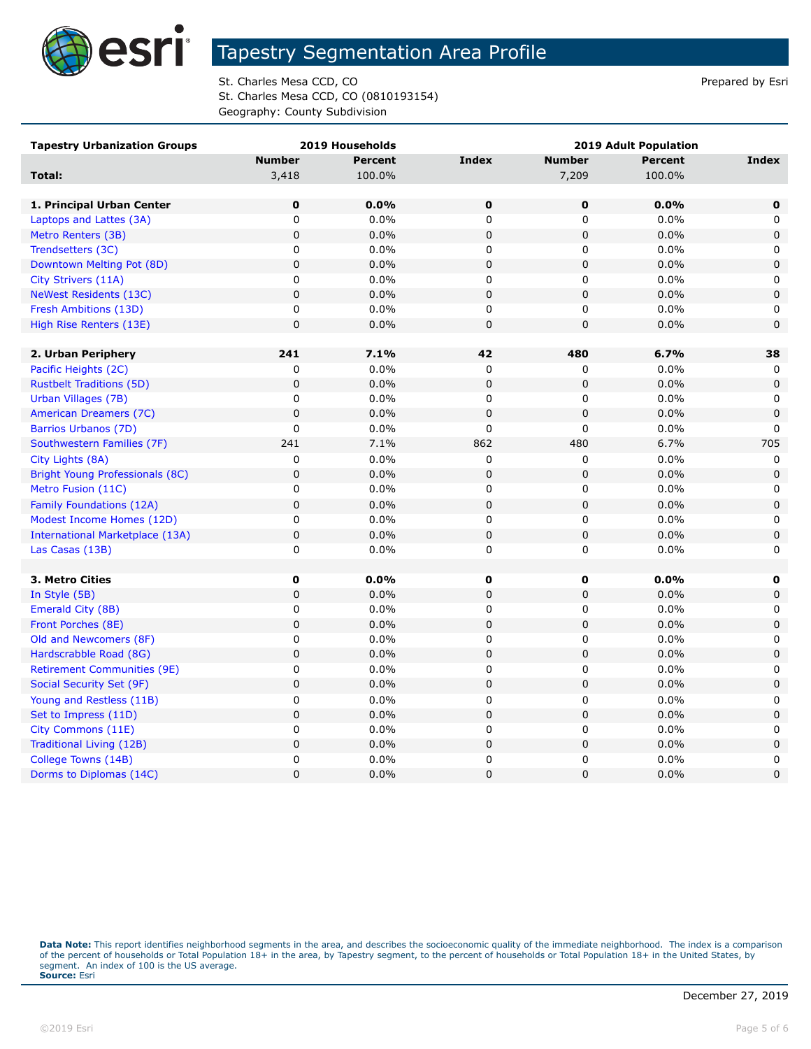# Tapestry Segmentation Area Profile

St. Charles Mesa CCD, CO
St. Charles Mesa CCD, CO (0810193154)
Geography: County Subdivision

Prepared by Esri

| Tapestry Urbanization Groups | 2019 Households | | | 2019 Adult Population | | |
|---|---|---|---|---|---|---|
| | Number | Percent | Index | Number | Percent | Index |
| **Total:** | 3,418 | 100.0% | | 7,209 | 100.0% | |
| | | | | | | |
| **1. Principal Urban Center** | **0** | **0.0%** | **0** | **0** | **0.0%** | **0** |
| Laptops and Lattes (3A) | 0 | 0.0% | 0 | 0 | 0.0% | 0 |
| Metro Renters (3B) | 0 | 0.0% | 0 | 0 | 0.0% | 0 |
| Trendsetters (3C) | 0 | 0.0% | 0 | 0 | 0.0% | 0 |
| Downtown Melting Pot (8D) | 0 | 0.0% | 0 | 0 | 0.0% | 0 |
| City Strivers (11A) | 0 | 0.0% | 0 | 0 | 0.0% | 0 |
| NeWest Residents (13C) | 0 | 0.0% | 0 | 0 | 0.0% | 0 |
| Fresh Ambitions (13D) | 0 | 0.0% | 0 | 0 | 0.0% | 0 |
| High Rise Renters (13E) | 0 | 0.0% | 0 | 0 | 0.0% | 0 |
| | | | | | | |
| **2. Urban Periphery** | **241** | **7.1%** | **42** | **480** | **6.7%** | **38** |
| Pacific Heights (2C) | 0 | 0.0% | 0 | 0 | 0.0% | 0 |
| Rustbelt Traditions (5D) | 0 | 0.0% | 0 | 0 | 0.0% | 0 |
| Urban Villages (7B) | 0 | 0.0% | 0 | 0 | 0.0% | 0 |
| American Dreamers (7C) | 0 | 0.0% | 0 | 0 | 0.0% | 0 |
| Barrios Urbanos (7D) | 0 | 0.0% | 0 | 0 | 0.0% | 0 |
| Southwestern Families (7F) | 241 | 7.1% | 862 | 480 | 6.7% | 705 |
| City Lights (8A) | 0 | 0.0% | 0 | 0 | 0.0% | 0 |
| Bright Young Professionals (8C) | 0 | 0.0% | 0 | 0 | 0.0% | 0 |
| Metro Fusion (11C) | 0 | 0.0% | 0 | 0 | 0.0% | 0 |
| Family Foundations (12A) | 0 | 0.0% | 0 | 0 | 0.0% | 0 |
| Modest Income Homes (12D) | 0 | 0.0% | 0 | 0 | 0.0% | 0 |
| International Marketplace (13A) | 0 | 0.0% | 0 | 0 | 0.0% | 0 |
| Las Casas (13B) | 0 | 0.0% | 0 | 0 | 0.0% | 0 |
| | | | | | | |
| **3. Metro Cities** | **0** | **0.0%** | **0** | **0** | **0.0%** | **0** |
| In Style (5B) | 0 | 0.0% | 0 | 0 | 0.0% | 0 |
| Emerald City (8B) | 0 | 0.0% | 0 | 0 | 0.0% | 0 |
| Front Porches (8E) | 0 | 0.0% | 0 | 0 | 0.0% | 0 |
| Old and Newcomers (8F) | 0 | 0.0% | 0 | 0 | 0.0% | 0 |
| Hardscrabble Road (8G) | 0 | 0.0% | 0 | 0 | 0.0% | 0 |
| Retirement Communities (9E) | 0 | 0.0% | 0 | 0 | 0.0% | 0 |
| Social Security Set (9F) | 0 | 0.0% | 0 | 0 | 0.0% | 0 |
| Young and Restless (11B) | 0 | 0.0% | 0 | 0 | 0.0% | 0 |
| Set to Impress (11D) | 0 | 0.0% | 0 | 0 | 0.0% | 0 |
| City Commons (11E) | 0 | 0.0% | 0 | 0 | 0.0% | 0 |
| Traditional Living (12B) | 0 | 0.0% | 0 | 0 | 0.0% | 0 |
| College Towns (14B) | 0 | 0.0% | 0 | 0 | 0.0% | 0 |
| Dorms to Diplomas (14C) | 0 | 0.0% | 0 | 0 | 0.0% | 0 |

**Data Note:** This report identifies neighborhood segments in the area, and describes the socioeconomic quality of the immediate neighborhood. The index is a comparison of the percent of households or Total Population 18+ in the area, by Tapestry segment, to the percent of households or Total Population 18+ in the United States, by segment. An index of 100 is the US average.
**Source:** Esri

December 27, 2019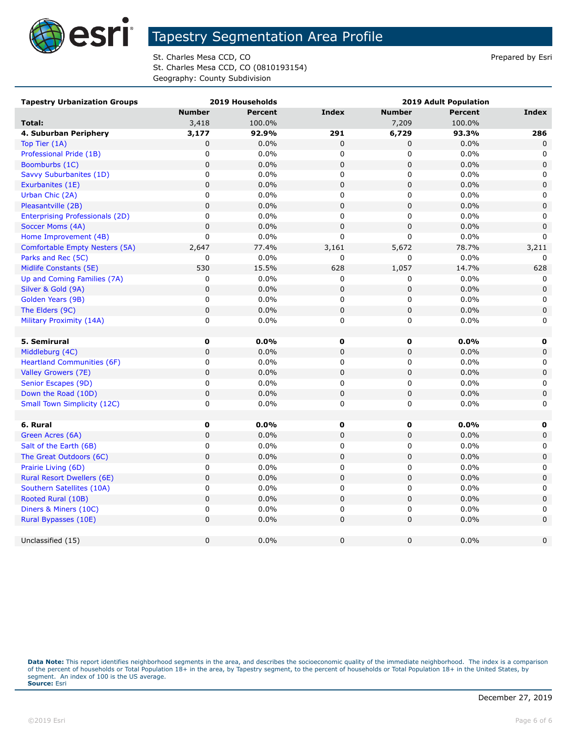# Tapestry Segmentation Area Profile

St. Charles Mesa CCD, CO
St. Charles Mesa CCD, CO (0810193154)
Geography: County Subdivision

Prepared by Esri

| Tapestry Urbanization Groups | 2019 Households | | | 2019 Adult Population | | |
|---|---|---|---|---|---|---|
| | Number | Percent | Index | Number | Percent | Index |
| **Total:** | 3,418 | 100.0% | | 7,209 | 100.0% | |
| **4. Suburban Periphery** | **3,177** | **92.9%** | **291** | **6,729** | **93.3%** | **286** |
| Top Tier (1A) | 0 | 0.0% | 0 | 0 | 0.0% | 0 |
| Professional Pride (1B) | 0 | 0.0% | 0 | 0 | 0.0% | 0 |
| Boomburbs (1C) | 0 | 0.0% | 0 | 0 | 0.0% | 0 |
| Savvy Suburbanites (1D) | 0 | 0.0% | 0 | 0 | 0.0% | 0 |
| Exurbanites (1E) | 0 | 0.0% | 0 | 0 | 0.0% | 0 |
| Urban Chic (2A) | 0 | 0.0% | 0 | 0 | 0.0% | 0 |
| Pleasantville (2B) | 0 | 0.0% | 0 | 0 | 0.0% | 0 |
| Enterprising Professionals (2D) | 0 | 0.0% | 0 | 0 | 0.0% | 0 |
| Soccer Moms (4A) | 0 | 0.0% | 0 | 0 | 0.0% | 0 |
| Home Improvement (4B) | 0 | 0.0% | 0 | 0 | 0.0% | 0 |
| Comfortable Empty Nesters (5A) | 2,647 | 77.4% | 3,161 | 5,672 | 78.7% | 3,211 |
| Parks and Rec (5C) | 0 | 0.0% | 0 | 0 | 0.0% | 0 |
| Midlife Constants (5E) | 530 | 15.5% | 628 | 1,057 | 14.7% | 628 |
| Up and Coming Families (7A) | 0 | 0.0% | 0 | 0 | 0.0% | 0 |
| Silver & Gold (9A) | 0 | 0.0% | 0 | 0 | 0.0% | 0 |
| Golden Years (9B) | 0 | 0.0% | 0 | 0 | 0.0% | 0 |
| The Elders (9C) | 0 | 0.0% | 0 | 0 | 0.0% | 0 |
| Military Proximity (14A) | 0 | 0.0% | 0 | 0 | 0.0% | 0 |
| | | | | | | |
| **5. Semirural** | **0** | **0.0%** | **0** | **0** | **0.0%** | **0** |
| Middleburg (4C) | 0 | 0.0% | 0 | 0 | 0.0% | 0 |
| Heartland Communities (6F) | 0 | 0.0% | 0 | 0 | 0.0% | 0 |
| Valley Growers (7E) | 0 | 0.0% | 0 | 0 | 0.0% | 0 |
| Senior Escapes (9D) | 0 | 0.0% | 0 | 0 | 0.0% | 0 |
| Down the Road (10D) | 0 | 0.0% | 0 | 0 | 0.0% | 0 |
| Small Town Simplicity (12C) | 0 | 0.0% | 0 | 0 | 0.0% | 0 |
| | | | | | | |
| **6. Rural** | **0** | **0.0%** | **0** | **0** | **0.0%** | **0** |
| Green Acres (6A) | 0 | 0.0% | 0 | 0 | 0.0% | 0 |
| Salt of the Earth (6B) | 0 | 0.0% | 0 | 0 | 0.0% | 0 |
| The Great Outdoors (6C) | 0 | 0.0% | 0 | 0 | 0.0% | 0 |
| Prairie Living (6D) | 0 | 0.0% | 0 | 0 | 0.0% | 0 |
| Rural Resort Dwellers (6E) | 0 | 0.0% | 0 | 0 | 0.0% | 0 |
| Southern Satellites (10A) | 0 | 0.0% | 0 | 0 | 0.0% | 0 |
| Rooted Rural (10B) | 0 | 0.0% | 0 | 0 | 0.0% | 0 |
| Diners & Miners (10C) | 0 | 0.0% | 0 | 0 | 0.0% | 0 |
| Rural Bypasses (10E) | 0 | 0.0% | 0 | 0 | 0.0% | 0 |
| | | | | | | |
| Unclassified (15) | 0 | 0.0% | 0 | 0 | 0.0% | 0 |

**Data Note:** This report identifies neighborhood segments in the area, and describes the socioeconomic quality of the immediate neighborhood. The index is a comparison of the percent of households or Total Population 18+ in the area, by Tapestry segment, to the percent of households or Total Population 18+ in the United States, by segment. An index of 100 is the US average.
**Source:** Esri

December 27, 2019

©2019 Esri